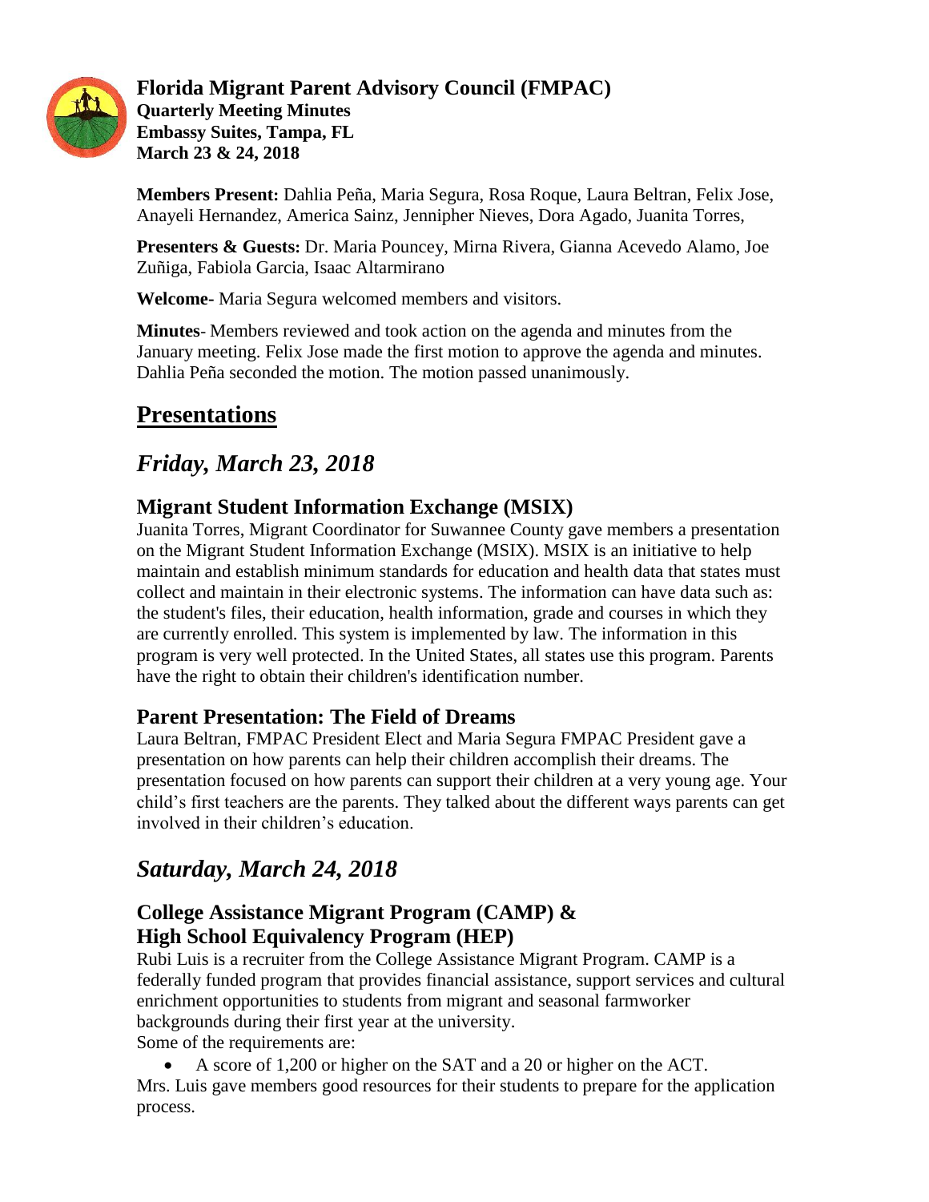# Florida Migrant Parent Advisory Council (FMPAC)

**Quarterly Meeting Minutes**
**Embassy Suites, Tampa, FL**
**March 23 & 24, 2018**

**Members Present:** Dahlia Peña, Maria Segura, Rosa Roque, Laura Beltran, Felix Jose, Anayeli Hernandez, America Sainz, Jennipher Nieves, Dora Agado, Juanita Torres,

**Presenters & Guests:** Dr. Maria Pouncey, Mirna Rivera, Gianna Acevedo Alamo, Joe Zuñiga, Fabiola Garcia, Isaac Altarmirano

**Welcome-** Maria Segura welcomed members and visitors.

**Minutes**- Members reviewed and took action on the agenda and minutes from the January meeting. Felix Jose made the first motion to approve the agenda and minutes. Dahlia Peña seconded the motion. The motion passed unanimously.

## Presentations

## *Friday, March 23, 2018*

### Migrant Student Information Exchange (MSIX)

Juanita Torres, Migrant Coordinator for Suwannee County gave members a presentation on the Migrant Student Information Exchange (MSIX). MSIX is an initiative to help maintain and establish minimum standards for education and health data that states must collect and maintain in their electronic systems. The information can have data such as: the student's files, their education, health information, grade and courses in which they are currently enrolled. This system is implemented by law. The information in this program is very well protected. In the United States, all states use this program. Parents have the right to obtain their children's identification number.

### Parent Presentation: The Field of Dreams

Laura Beltran, FMPAC President Elect and Maria Segura FMPAC President gave a presentation on how parents can help their children accomplish their dreams. The presentation focused on how parents can support their children at a very young age. Your child's first teachers are the parents. They talked about the different ways parents can get involved in their children's education.

## *Saturday, March 24, 2018*

### College Assistance Migrant Program (CAMP) & High School Equivalency Program (HEP)

Rubi Luis is a recruiter from the College Assistance Migrant Program. CAMP is a federally funded program that provides financial assistance, support services and cultural enrichment opportunities to students from migrant and seasonal farmworker backgrounds during their first year at the university.
Some of the requirements are:

- A score of 1,200 or higher on the SAT and a 20 or higher on the ACT.

Mrs. Luis gave members good resources for their students to prepare for the application process.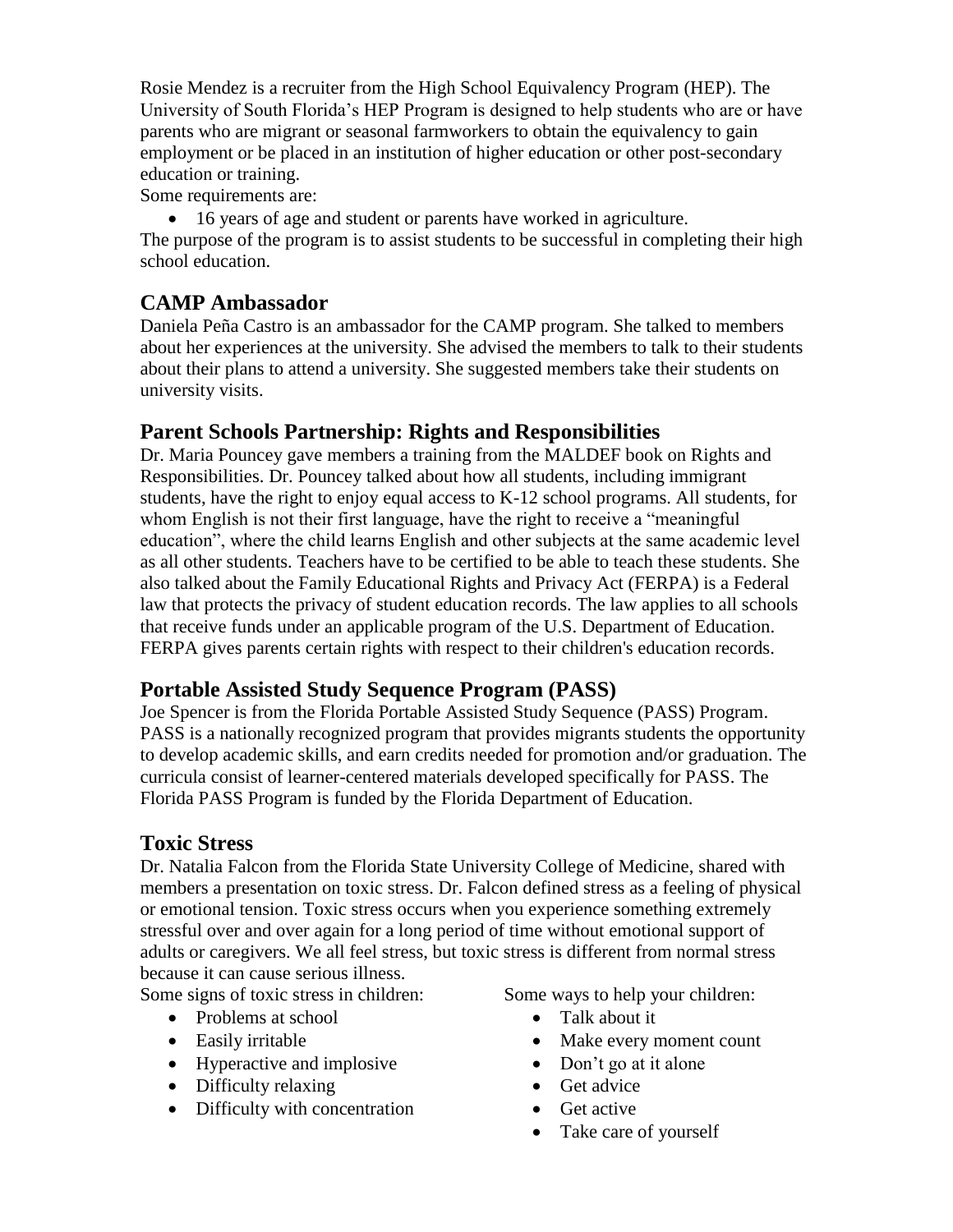Rosie Mendez is a recruiter from the High School Equivalency Program (HEP). The University of South Florida's HEP Program is designed to help students who are or have parents who are migrant or seasonal farmworkers to obtain the equivalency to gain employment or be placed in an institution of higher education or other post-secondary education or training.

Some requirements are:

- 16 years of age and student or parents have worked in agriculture.

The purpose of the program is to assist students to be successful in completing their high school education.

## CAMP Ambassador

Daniela Peña Castro is an ambassador for the CAMP program. She talked to members about her experiences at the university. She advised the members to talk to their students about their plans to attend a university. She suggested members take their students on university visits.

## Parent Schools Partnership: Rights and Responsibilities

Dr. Maria Pouncey gave members a training from the MALDEF book on Rights and Responsibilities. Dr. Pouncey talked about how all students, including immigrant students, have the right to enjoy equal access to K-12 school programs. All students, for whom English is not their first language, have the right to receive a "meaningful education", where the child learns English and other subjects at the same academic level as all other students. Teachers have to be certified to be able to teach these students. She also talked about the Family Educational Rights and Privacy Act (FERPA) is a Federal law that protects the privacy of student education records. The law applies to all schools that receive funds under an applicable program of the U.S. Department of Education. FERPA gives parents certain rights with respect to their children's education records.

## Portable Assisted Study Sequence Program (PASS)

Joe Spencer is from the Florida Portable Assisted Study Sequence (PASS) Program. PASS is a nationally recognized program that provides migrants students the opportunity to develop academic skills, and earn credits needed for promotion and/or graduation. The curricula consist of learner-centered materials developed specifically for PASS. The Florida PASS Program is funded by the Florida Department of Education.

## Toxic Stress

Dr. Natalia Falcon from the Florida State University College of Medicine, shared with members a presentation on toxic stress. Dr. Falcon defined stress as a feeling of physical or emotional tension. Toxic stress occurs when you experience something extremely stressful over and over again for a long period of time without emotional support of adults or caregivers. We all feel stress, but toxic stress is different from normal stress because it can cause serious illness.

Some signs of toxic stress in children:

- Problems at school
- Easily irritable
- Hyperactive and implosive
- Difficulty relaxing
- Difficulty with concentration

Some ways to help your children:

- Talk about it
- Make every moment count
- Don't go at it alone
- Get advice
- Get active
- Take care of yourself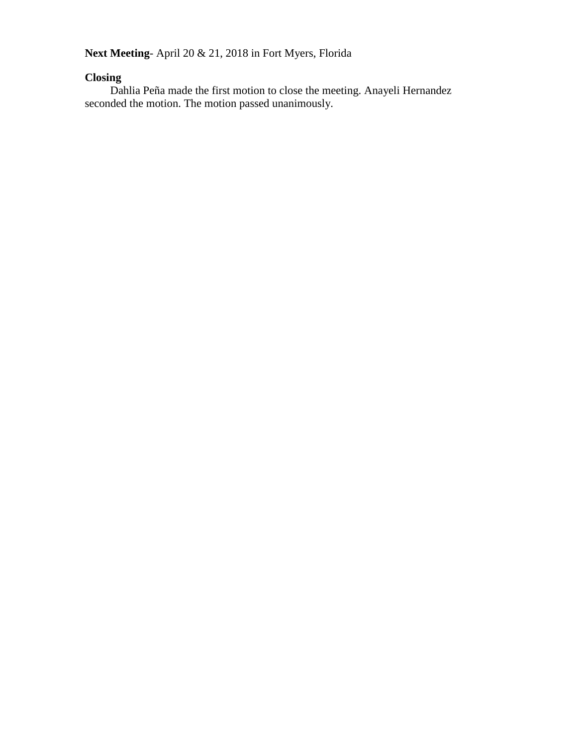**Next Meeting**- April 20 & 21, 2018 in Fort Myers, Florida

**Closing**

Dahlia Peña made the first motion to close the meeting. Anayeli Hernandez seconded the motion. The motion passed unanimously.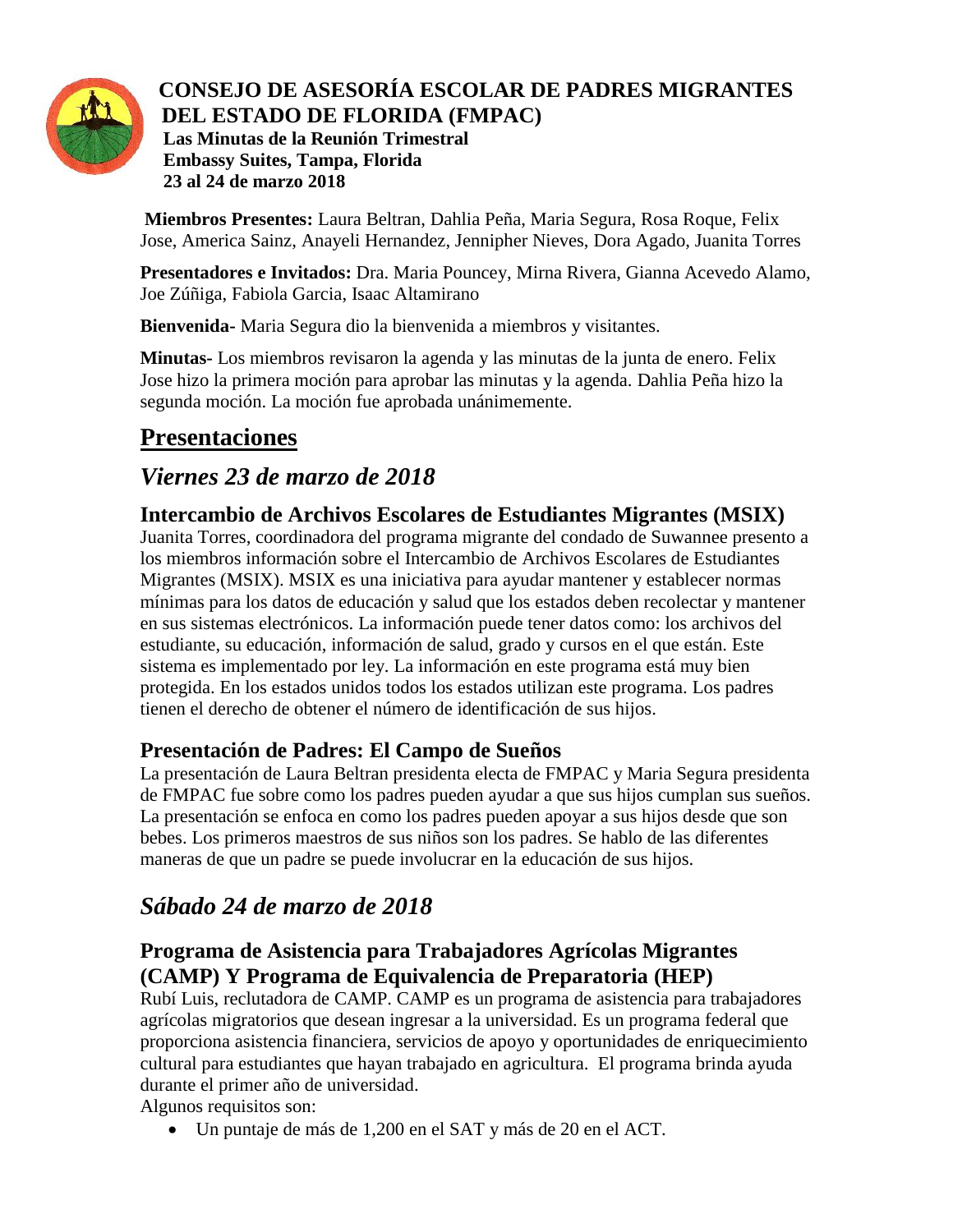# CONSEJO DE ASESORÍA ESCOLAR DE PADRES MIGRANTES DEL ESTADO DE FLORIDA (FMPAC)

**Las Minutas de la Reunión Trimestral**
**Embassy Suites, Tampa, Florida**
**23 al 24 de marzo 2018**

**Miembros Presentes:** Laura Beltran, Dahlia Peña, Maria Segura, Rosa Roque, Felix Jose, America Sainz, Anayeli Hernandez, Jennipher Nieves, Dora Agado, Juanita Torres

**Presentadores e Invitados:** Dra. Maria Pouncey, Mirna Rivera, Gianna Acevedo Alamo, Joe Zúñiga, Fabiola Garcia, Isaac Altamirano

**Bienvenida-** Maria Segura dio la bienvenida a miembros y visitantes.

**Minutas-** Los miembros revisaron la agenda y las minutas de la junta de enero. Felix Jose hizo la primera moción para aprobar las minutas y la agenda. Dahlia Peña hizo la segunda moción. La moción fue aprobada unánimemente.

## Presentaciones

## *Viernes 23 de marzo de 2018*

### Intercambio de Archivos Escolares de Estudiantes Migrantes (MSIX)

Juanita Torres, coordinadora del programa migrante del condado de Suwannee presento a los miembros información sobre el Intercambio de Archivos Escolares de Estudiantes Migrantes (MSIX). MSIX es una iniciativa para ayudar mantener y establecer normas mínimas para los datos de educación y salud que los estados deben recolectar y mantener en sus sistemas electrónicos. La información puede tener datos como: los archivos del estudiante, su educación, información de salud, grado y cursos en el que están. Este sistema es implementado por ley. La información en este programa está muy bien protegida. En los estados unidos todos los estados utilizan este programa. Los padres tienen el derecho de obtener el número de identificación de sus hijos.

### Presentación de Padres: El Campo de Sueños

La presentación de Laura Beltran presidenta electa de FMPAC y Maria Segura presidenta de FMPAC fue sobre como los padres pueden ayudar a que sus hijos cumplan sus sueños. La presentación se enfoca en como los padres pueden apoyar a sus hijos desde que son bebes. Los primeros maestros de sus niños son los padres. Se hablo de las diferentes maneras de que un padre se puede involucrar en la educación de sus hijos.

## *Sábado 24 de marzo de 2018*

### Programa de Asistencia para Trabajadores Agrícolas Migrantes (CAMP) Y Programa de Equivalencia de Preparatoria (HEP)

Rubí Luis, reclutadora de CAMP. CAMP es un programa de asistencia para trabajadores agrícolas migratorios que desean ingresar a la universidad. Es un programa federal que proporciona asistencia financiera, servicios de apoyo y oportunidades de enriquecimiento cultural para estudiantes que hayan trabajado en agricultura. El programa brinda ayuda durante el primer año de universidad.

Algunos requisitos son:

- Un puntaje de más de 1,200 en el SAT y más de 20 en el ACT.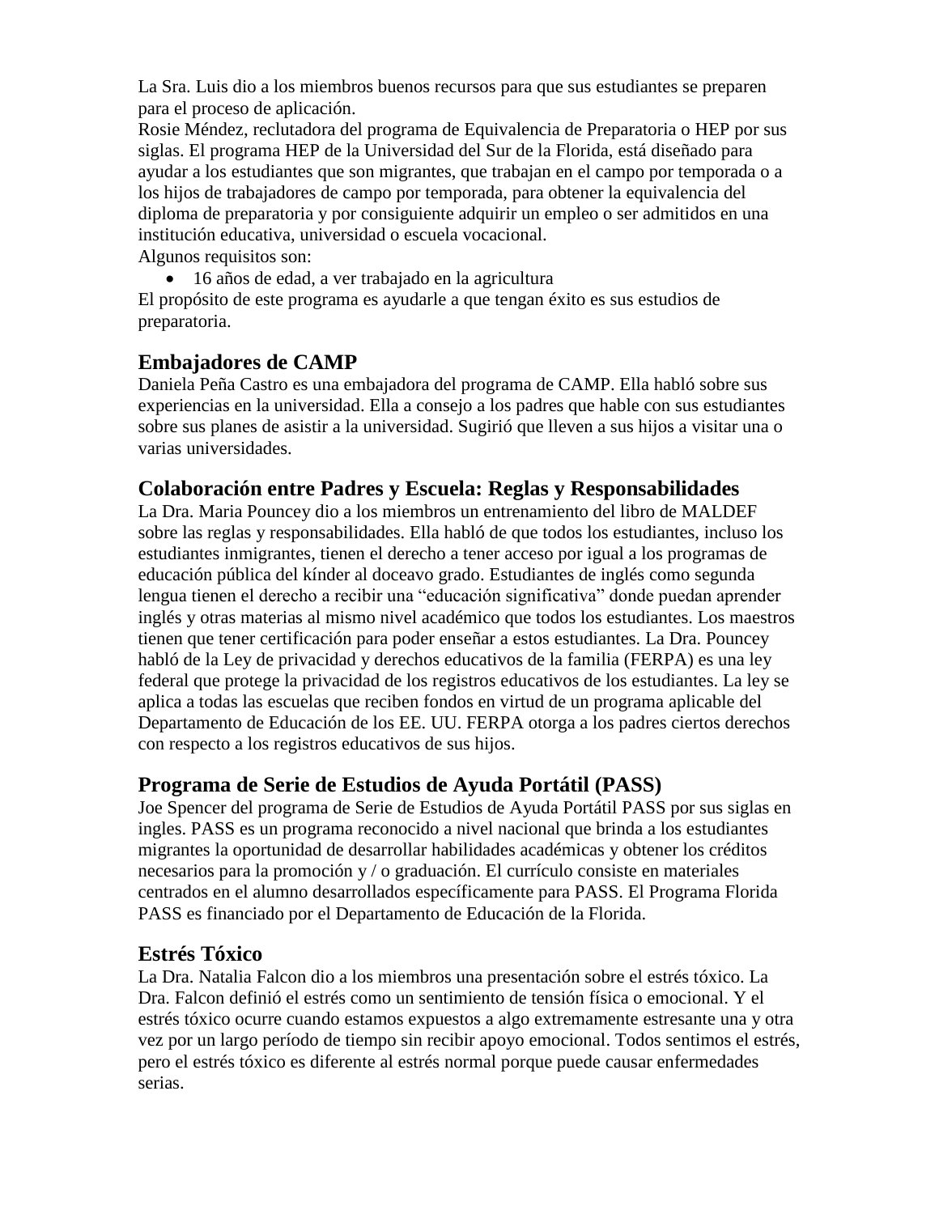La Sra. Luis dio a los miembros buenos recursos para que sus estudiantes se preparen para el proceso de aplicación.

Rosie Méndez, reclutadora del programa de Equivalencia de Preparatoria o HEP por sus siglas. El programa HEP de la Universidad del Sur de la Florida, está diseñado para ayudar a los estudiantes que son migrantes, que trabajan en el campo por temporada o a los hijos de trabajadores de campo por temporada, para obtener la equivalencia del diploma de preparatoria y por consiguiente adquirir un empleo o ser admitidos en una institución educativa, universidad o escuela vocacional.

Algunos requisitos son:

- 16 años de edad, a ver trabajado en la agricultura

El propósito de este programa es ayudarle a que tengan éxito es sus estudios de preparatoria.

## Embajadores de CAMP

Daniela Peña Castro es una embajadora del programa de CAMP. Ella habló sobre sus experiencias en la universidad. Ella a consejo a los padres que hable con sus estudiantes sobre sus planes de asistir a la universidad. Sugirió que lleven a sus hijos a visitar una o varias universidades.

## Colaboración entre Padres y Escuela: Reglas y Responsabilidades

La Dra. Maria Pouncey dio a los miembros un entrenamiento del libro de MALDEF sobre las reglas y responsabilidades. Ella habló de que todos los estudiantes, incluso los estudiantes inmigrantes, tienen el derecho a tener acceso por igual a los programas de educación pública del kínder al doceavo grado. Estudiantes de inglés como segunda lengua tienen el derecho a recibir una "educación significativa" donde puedan aprender inglés y otras materias al mismo nivel académico que todos los estudiantes. Los maestros tienen que tener certificación para poder enseñar a estos estudiantes. La Dra. Pouncey habló de la Ley de privacidad y derechos educativos de la familia (FERPA) es una ley federal que protege la privacidad de los registros educativos de los estudiantes. La ley se aplica a todas las escuelas que reciben fondos en virtud de un programa aplicable del Departamento de Educación de los EE. UU. FERPA otorga a los padres ciertos derechos con respecto a los registros educativos de sus hijos.

## Programa de Serie de Estudios de Ayuda Portátil (PASS)

Joe Spencer del programa de Serie de Estudios de Ayuda Portátil PASS por sus siglas en ingles. PASS es un programa reconocido a nivel nacional que brinda a los estudiantes migrantes la oportunidad de desarrollar habilidades académicas y obtener los créditos necesarios para la promoción y / o graduación. El currículo consiste en materiales centrados en el alumno desarrollados específicamente para PASS. El Programa Florida PASS es financiado por el Departamento de Educación de la Florida.

## Estrés Tóxico

La Dra. Natalia Falcon dio a los miembros una presentación sobre el estrés tóxico. La Dra. Falcon definió el estrés como un sentimiento de tensión física o emocional. Y el estrés tóxico ocurre cuando estamos expuestos a algo extremamente estresante una y otra vez por un largo período de tiempo sin recibir apoyo emocional. Todos sentimos el estrés, pero el estrés tóxico es diferente al estrés normal porque puede causar enfermedades serias.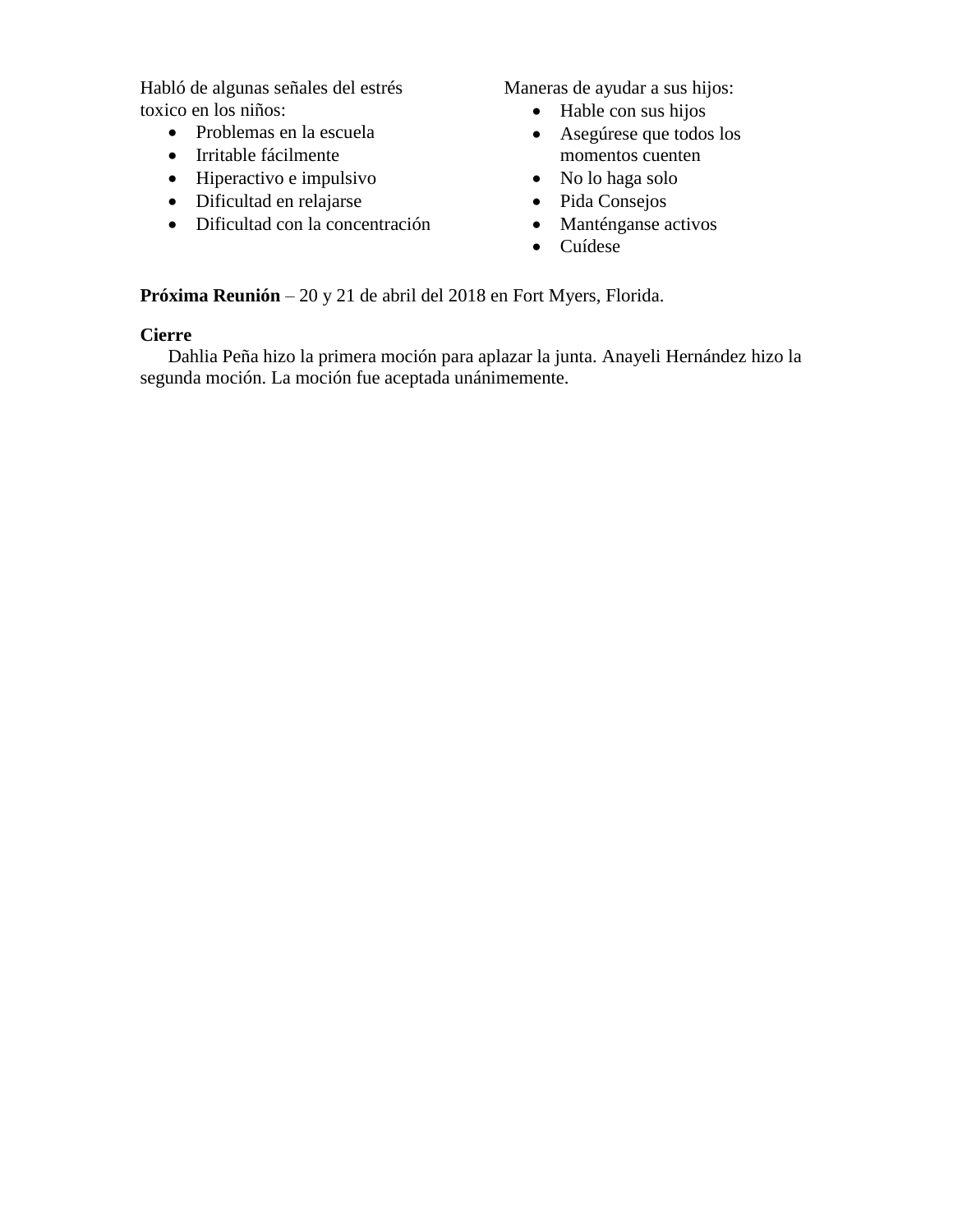Habló de algunas señales del estrés toxico en los niños:

- Problemas en la escuela
- Irritable fácilmente
- Hiperactivo e impulsivo
- Dificultad en relajarse
- Dificultad con la concentración

Maneras de ayudar a sus hijos:

- Hable con sus hijos
- Asegúrese que todos los momentos cuenten
- No lo haga solo
- Pida Consejos
- Manténganse activos
- Cuídese

**Próxima Reunión** – 20 y 21 de abril del 2018 en Fort Myers, Florida.

**Cierre**

Dahlia Peña hizo la primera moción para aplazar la junta. Anayeli Hernández hizo la segunda moción. La moción fue aceptada unánimemente.